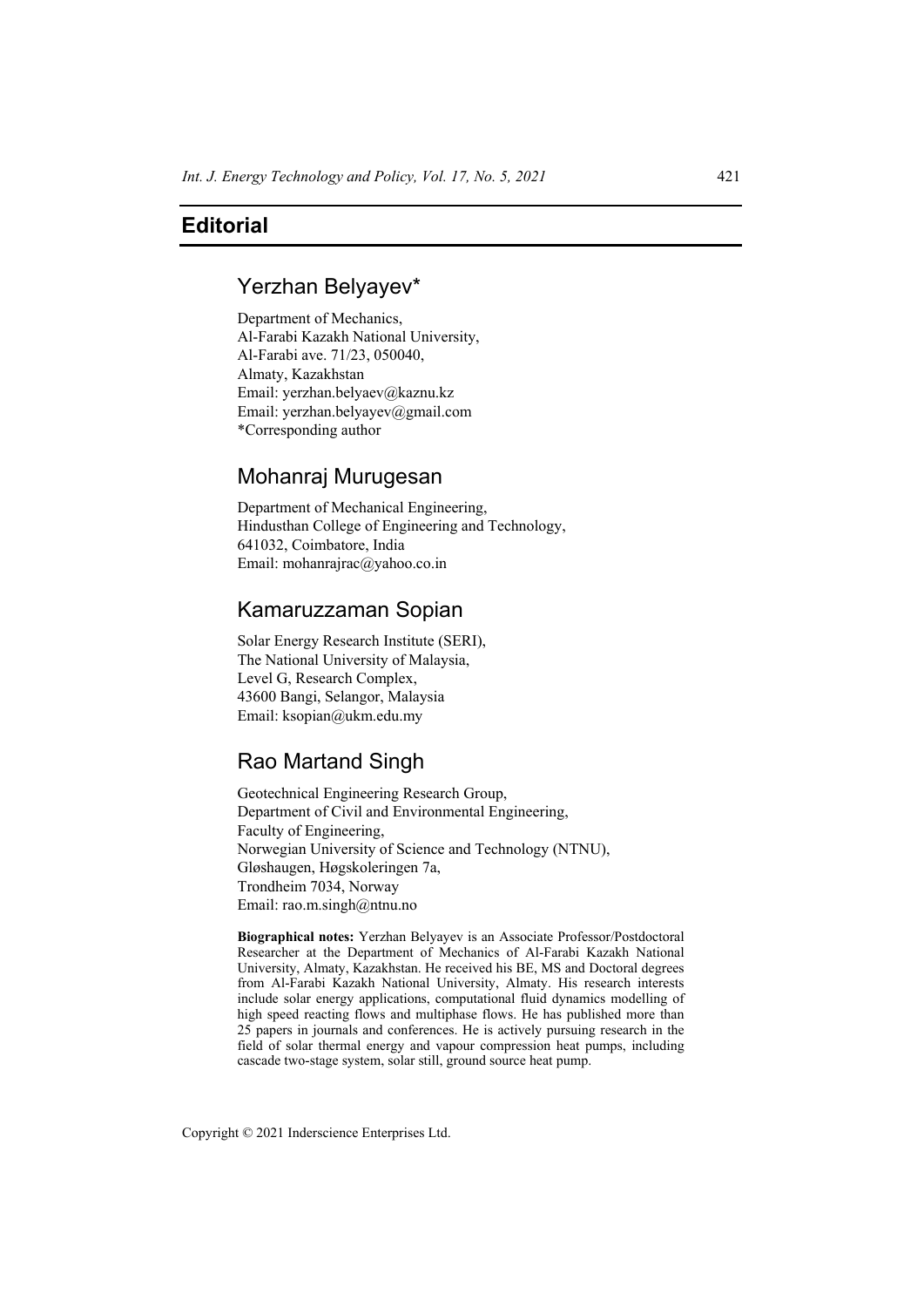# Editorial

## Yerzhan Belyayev*

Department of Mechanics,
Al-Farabi Kazakh National University,
Al-Farabi ave. 71/23, 050040,
Almaty, Kazakhstan
Email: yerzhan.belyaev@kaznu.kz
Email: yerzhan.belyayev@gmail.com
*Corresponding author

## Mohanraj Murugesan

Department of Mechanical Engineering,
Hindusthan College of Engineering and Technology,
641032, Coimbatore, India
Email: mohanrajrac@yahoo.co.in

## Kamaruzzaman Sopian

Solar Energy Research Institute (SERI),
The National University of Malaysia,
Level G, Research Complex,
43600 Bangi, Selangor, Malaysia
Email: ksopian@ukm.edu.my

## Rao Martand Singh

Geotechnical Engineering Research Group,
Department of Civil and Environmental Engineering,
Faculty of Engineering,
Norwegian University of Science and Technology (NTNU),
Gløshaugen, Høgskoleringen 7a,
Trondheim 7034, Norway
Email: rao.m.singh@ntnu.no

**Biographical notes:** Yerzhan Belyayev is an Associate Professor/Postdoctoral Researcher at the Department of Mechanics of Al-Farabi Kazakh National University, Almaty, Kazakhstan. He received his BE, MS and Doctoral degrees from Al-Farabi Kazakh National University, Almaty. His research interests include solar energy applications, computational fluid dynamics modelling of high speed reacting flows and multiphase flows. He has published more than 25 papers in journals and conferences. He is actively pursuing research in the field of solar thermal energy and vapour compression heat pumps, including cascade two-stage system, solar still, ground source heat pump.

Copyright © 2021 Inderscience Enterprises Ltd.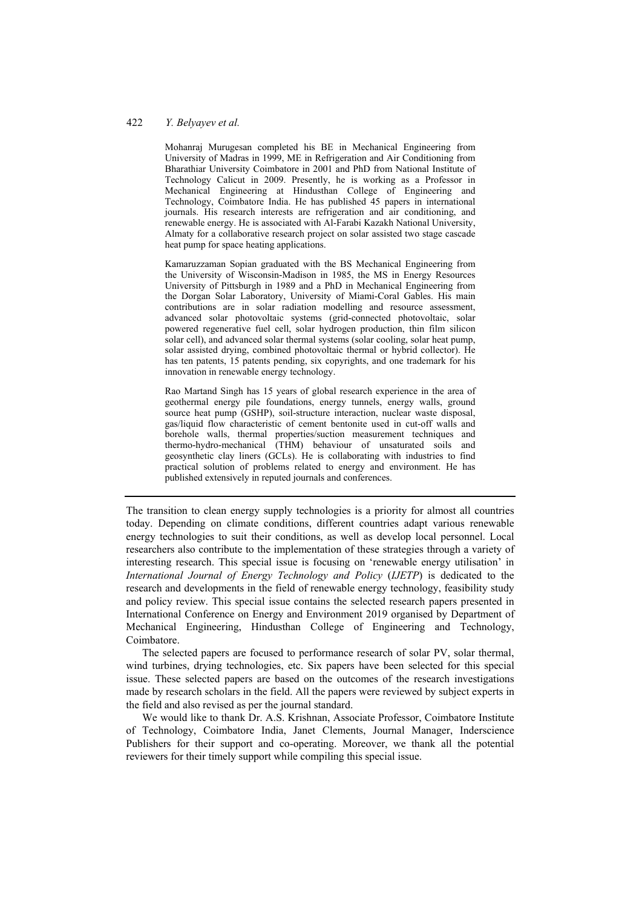Mohanraj Murugesan completed his BE in Mechanical Engineering from University of Madras in 1999, ME in Refrigeration and Air Conditioning from Bharathiar University Coimbatore in 2001 and PhD from National Institute of Technology Calicut in 2009. Presently, he is working as a Professor in Mechanical Engineering at Hindusthan College of Engineering and Technology, Coimbatore India. He has published 45 papers in international journals. His research interests are refrigeration and air conditioning, and renewable energy. He is associated with Al-Farabi Kazakh National University, Almaty for a collaborative research project on solar assisted two stage cascade heat pump for space heating applications.

Kamaruzzaman Sopian graduated with the BS Mechanical Engineering from the University of Wisconsin-Madison in 1985, the MS in Energy Resources University of Pittsburgh in 1989 and a PhD in Mechanical Engineering from the Dorgan Solar Laboratory, University of Miami-Coral Gables. His main contributions are in solar radiation modelling and resource assessment, advanced solar photovoltaic systems (grid-connected photovoltaic, solar powered regenerative fuel cell, solar hydrogen production, thin film silicon solar cell), and advanced solar thermal systems (solar cooling, solar heat pump, solar assisted drying, combined photovoltaic thermal or hybrid collector). He has ten patents, 15 patents pending, six copyrights, and one trademark for his innovation in renewable energy technology.

Rao Martand Singh has 15 years of global research experience in the area of geothermal energy pile foundations, energy tunnels, energy walls, ground source heat pump (GSHP), soil-structure interaction, nuclear waste disposal, gas/liquid flow characteristic of cement bentonite used in cut-off walls and borehole walls, thermal properties/suction measurement techniques and thermo-hydro-mechanical (THM) behaviour of unsaturated soils and geosynthetic clay liners (GCLs). He is collaborating with industries to find practical solution of problems related to energy and environment. He has published extensively in reputed journals and conferences.

---

The transition to clean energy supply technologies is a priority for almost all countries today. Depending on climate conditions, different countries adapt various renewable energy technologies to suit their conditions, as well as develop local personnel. Local researchers also contribute to the implementation of these strategies through a variety of interesting research. This special issue is focusing on 'renewable energy utilisation' in *International Journal of Energy Technology and Policy* (*IJETP*) is dedicated to the research and developments in the field of renewable energy technology, feasibility study and policy review. This special issue contains the selected research papers presented in International Conference on Energy and Environment 2019 organised by Department of Mechanical Engineering, Hindusthan College of Engineering and Technology, Coimbatore.

The selected papers are focused to performance research of solar PV, solar thermal, wind turbines, drying technologies, etc. Six papers have been selected for this special issue. These selected papers are based on the outcomes of the research investigations made by research scholars in the field. All the papers were reviewed by subject experts in the field and also revised as per the journal standard.

We would like to thank Dr. A.S. Krishnan, Associate Professor, Coimbatore Institute of Technology, Coimbatore India, Janet Clements, Journal Manager, Inderscience Publishers for their support and co-operating. Moreover, we thank all the potential reviewers for their timely support while compiling this special issue.